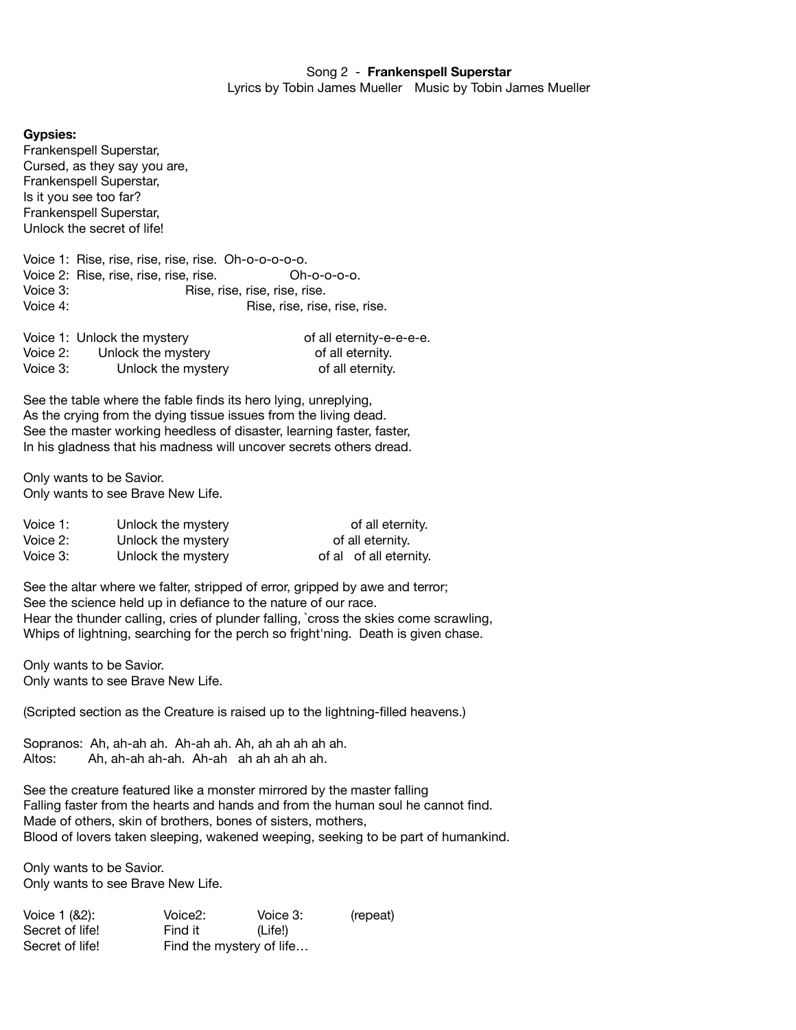Song 2 - **Frankenspell Superstar**

Lyrics by Tobin James Mueller Music by Tobin James Mueller

**Gypsies:**

Frankenspell Superstar,
Cursed, as they say you are,
Frankenspell Superstar,
Is it you see too far?
Frankenspell Superstar,
Unlock the secret of life!

Voice 1: Rise, rise, rise, rise, rise. Oh-o-o-o-o-o.
Voice 2: Rise, rise, rise, rise, rise. Oh-o-o-o-o.
Voice 3: Rise, rise, rise, rise, rise.
Voice 4: Rise, rise, rise, rise, rise.

Voice 1: Unlock the mystery of all eternity-e-e-e-e.
Voice 2: Unlock the mystery of all eternity.
Voice 3: Unlock the mystery of all eternity.

See the table where the fable finds its hero lying, unreplying,
As the crying from the dying tissue issues from the living dead.
See the master working heedless of disaster, learning faster, faster,
In his gladness that his madness will uncover secrets others dread.

Only wants to be Savior.
Only wants to see Brave New Life.

Voice 1: Unlock the mystery of all eternity.
Voice 2: Unlock the mystery of all eternity.
Voice 3: Unlock the mystery of al of all eternity.

See the altar where we falter, stripped of error, gripped by awe and terror;
See the science held up in defiance to the nature of our race.
Hear the thunder calling, cries of plunder falling, `cross the skies come scrawling,
Whips of lightning, searching for the perch so fright'ning. Death is given chase.

Only wants to be Savior.
Only wants to see Brave New Life.

(Scripted section as the Creature is raised up to the lightning-filled heavens.)

Sopranos: Ah, ah-ah ah. Ah-ah ah. Ah, ah ah ah ah ah.
Altos: Ah, ah-ah ah-ah. Ah-ah ah ah ah ah ah.

See the creature featured like a monster mirrored by the master falling
Falling faster from the hearts and hands and from the human soul he cannot find.
Made of others, skin of brothers, bones of sisters, mothers,
Blood of lovers taken sleeping, wakened weeping, seeking to be part of humankind.

Only wants to be Savior.
Only wants to see Brave New Life.

| Voice 1 (&2): | Voice2: | Voice 3: | (repeat) |
|---|---|---|---|
| Secret of life! | Find it | (Life!) | |
| Secret of life! | Find the mystery of life… | | |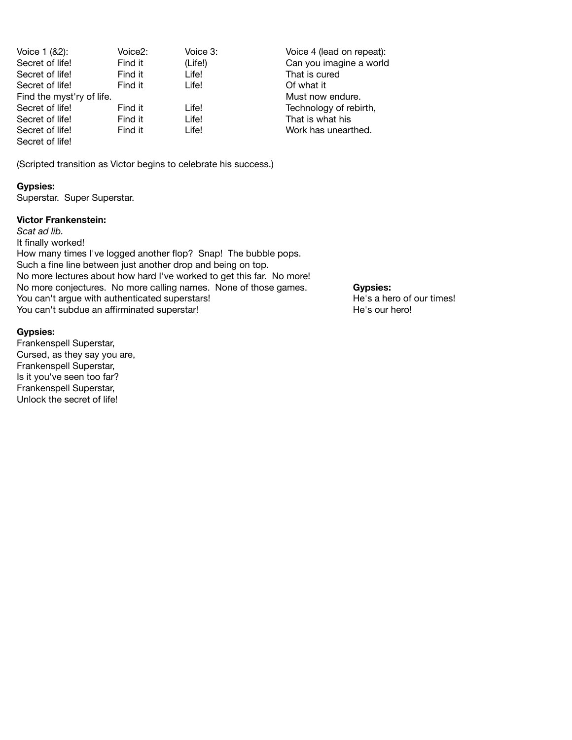| Voice 1 (&2): | Voice2: | Voice 3: | Voice 4 (lead on repeat): |
|---|---|---|---|
| Secret of life! | Find it | (Life!) | Can you imagine a world |
| Secret of life! | Find it | Life! | That is cured |
| Secret of life! | Find it | Life! | Of what it |
| Find the myst'ry of life. | | | Must now endure. |
| Secret of life! | Find it | Life! | Technology of rebirth, |
| Secret of life! | Find it | Life! | That is what his |
| Secret of life! | Find it | Life! | Work has unearthed. |
| Secret of life! | | | |

(Scripted transition as Victor begins to celebrate his success.)

**Gypsies:**
Superstar. Super Superstar.

**Victor Frankenstein:**
*Scat ad lib.*
It finally worked!
How many times I've logged another flop? Snap! The bubble pops.
Such a fine line between just another drop and being on top.
No more lectures about how hard I've worked to get this far. No more!
No more conjectures. No more calling names. None of those games.
You can't argue with authenticated superstars!
You can't subdue an affirminated superstar!

**Gypsies:**
He's a hero of our times!
He's our hero!

**Gypsies:**
Frankenspell Superstar,
Cursed, as they say you are,
Frankenspell Superstar,
Is it you've seen too far?
Frankenspell Superstar,
Unlock the secret of life!